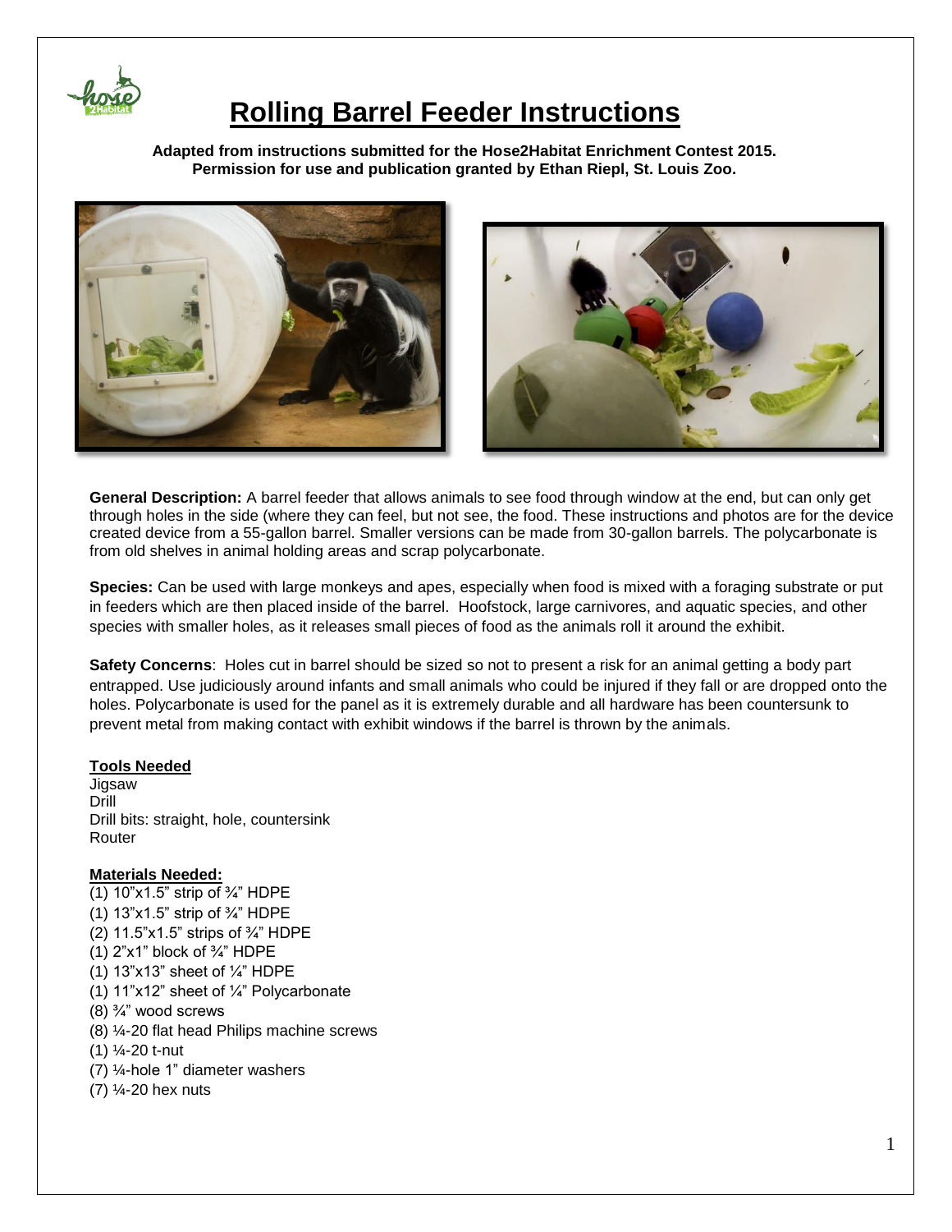# Rolling Barrel Feeder Instructions

**Adapted from instructions submitted for the Hose2Habitat Enrichment Contest 2015.**
**Permission for use and publication granted by Ethan Riepl, St. Louis Zoo.**

**General Description:** A barrel feeder that allows animals to see food through window at the end, but can only get through holes in the side (where they can feel, but not see, the food. These instructions and photos are for the device created device from a 55-gallon barrel. Smaller versions can be made from 30-gallon barrels. The polycarbonate is from old shelves in animal holding areas and scrap polycarbonate.

**Species:** Can be used with large monkeys and apes, especially when food is mixed with a foraging substrate or put in feeders which are then placed inside of the barrel. Hoofstock, large carnivores, and aquatic species, and other species with smaller holes, as it releases small pieces of food as the animals roll it around the exhibit.

**Safety Concerns**: Holes cut in barrel should be sized so not to present a risk for an animal getting a body part entrapped. Use judiciously around infants and small animals who could be injured if they fall or are dropped onto the holes. Polycarbonate is used for the panel as it is extremely durable and all hardware has been countersunk to prevent metal from making contact with exhibit windows if the barrel is thrown by the animals.

**Tools Needed**

Jigsaw
Drill
Drill bits: straight, hole, countersink
Router

**Materials Needed:**

(1) 10"x1.5" strip of ¾" HDPE
(1) 13"x1.5" strip of ¾" HDPE
(2) 11.5"x1.5" strips of ¾" HDPE
(1) 2"x1" block of ¾" HDPE
(1) 13"x13" sheet of ¼" HDPE
(1) 11"x12" sheet of ¼" Polycarbonate
(8) ¾" wood screws
(8) ¼-20 flat head Philips machine screws
(1) ¼-20 t-nut
(7) ¼-hole 1" diameter washers
(7) ¼-20 hex nuts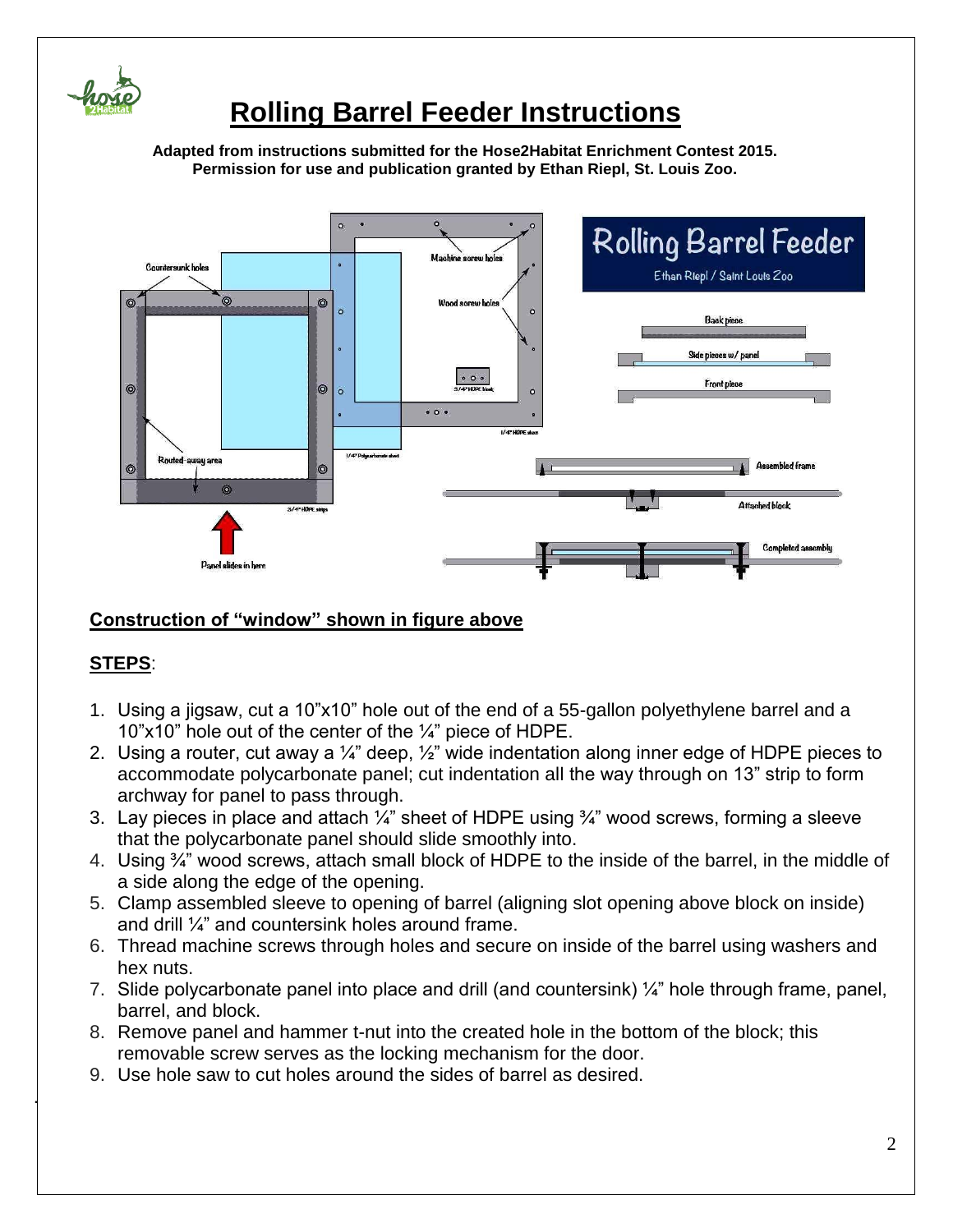# Rolling Barrel Feeder Instructions

**Adapted from instructions submitted for the Hose2Habitat Enrichment Contest 2015.**
**Permission for use and publication granted by Ethan Riepl, St. Louis Zoo.**

Countersunk holes
Machine screw holes
Wood screw holes
Routed-away area
Panel slides in here
3/4" HDPE strips
1/4" Polycarbonate sheet
3/4" HDPE block
1/4" HDPE sheet

Rolling Barrel Feeder
Ethan Riepl / Saint Louis Zoo

Back piece
Side pieces w/ panel
Front piece
Assembled frame
Attached block
Completed assembly

## Construction of "window" shown in figure above

**STEPS**:

1. Using a jigsaw, cut a 10"x10" hole out of the end of a 55-gallon polyethylene barrel and a 10"x10" hole out of the center of the ¼" piece of HDPE.
2. Using a router, cut away a ¼" deep, ½" wide indentation along inner edge of HDPE pieces to accommodate polycarbonate panel; cut indentation all the way through on 13" strip to form archway for panel to pass through.
3. Lay pieces in place and attach ¼" sheet of HDPE using ¾" wood screws, forming a sleeve that the polycarbonate panel should slide smoothly into.
4. Using ¾" wood screws, attach small block of HDPE to the inside of the barrel, in the middle of a side along the edge of the opening.
5. Clamp assembled sleeve to opening of barrel (aligning slot opening above block on inside) and drill ¼" and countersink holes around frame.
6. Thread machine screws through holes and secure on inside of the barrel using washers and hex nuts.
7. Slide polycarbonate panel into place and drill (and countersink) ¼" hole through frame, panel, barrel, and block.
8. Remove panel and hammer t-nut into the created hole in the bottom of the block; this removable screw serves as the locking mechanism for the door.
9. Use hole saw to cut holes around the sides of barrel as desired.